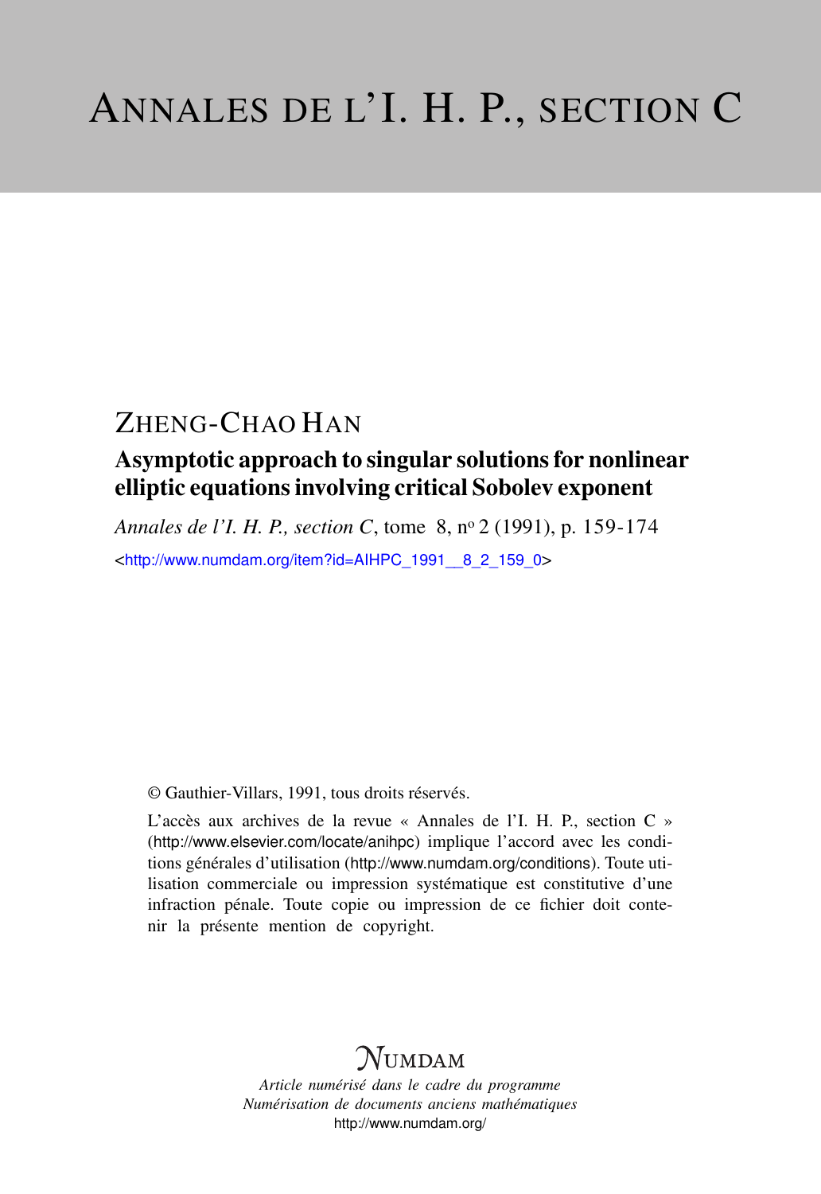# ANNALES DE L'I. H. P., SECTION C

## ZHENG-CHAO HAN

### Asymptotic approach to singular solutions for nonlinear elliptic equations involving critical Sobolev exponent

*Annales de l'I. H. P., section C*, tome 8, n° 2 (1991), p. 159-174

<http://www.numdam.org/item?id=AIHPC_1991__8_2_159_0>

© Gauthier-Villars, 1991, tous droits réservés.

L'accès aux archives de la revue « Annales de l'I. H. P., section C » (http://www.elsevier.com/locate/anihpc) implique l'accord avec les conditions générales d'utilisation (http://www.numdam.org/conditions). Toute utilisation commerciale ou impression systématique est constitutive d'une infraction pénale. Toute copie ou impression de ce fichier doit contenir la présente mention de copyright.

NUMDAM

*Article numérisé dans le cadre du programme*
*Numérisation de documents anciens mathématiques*
http://www.numdam.org/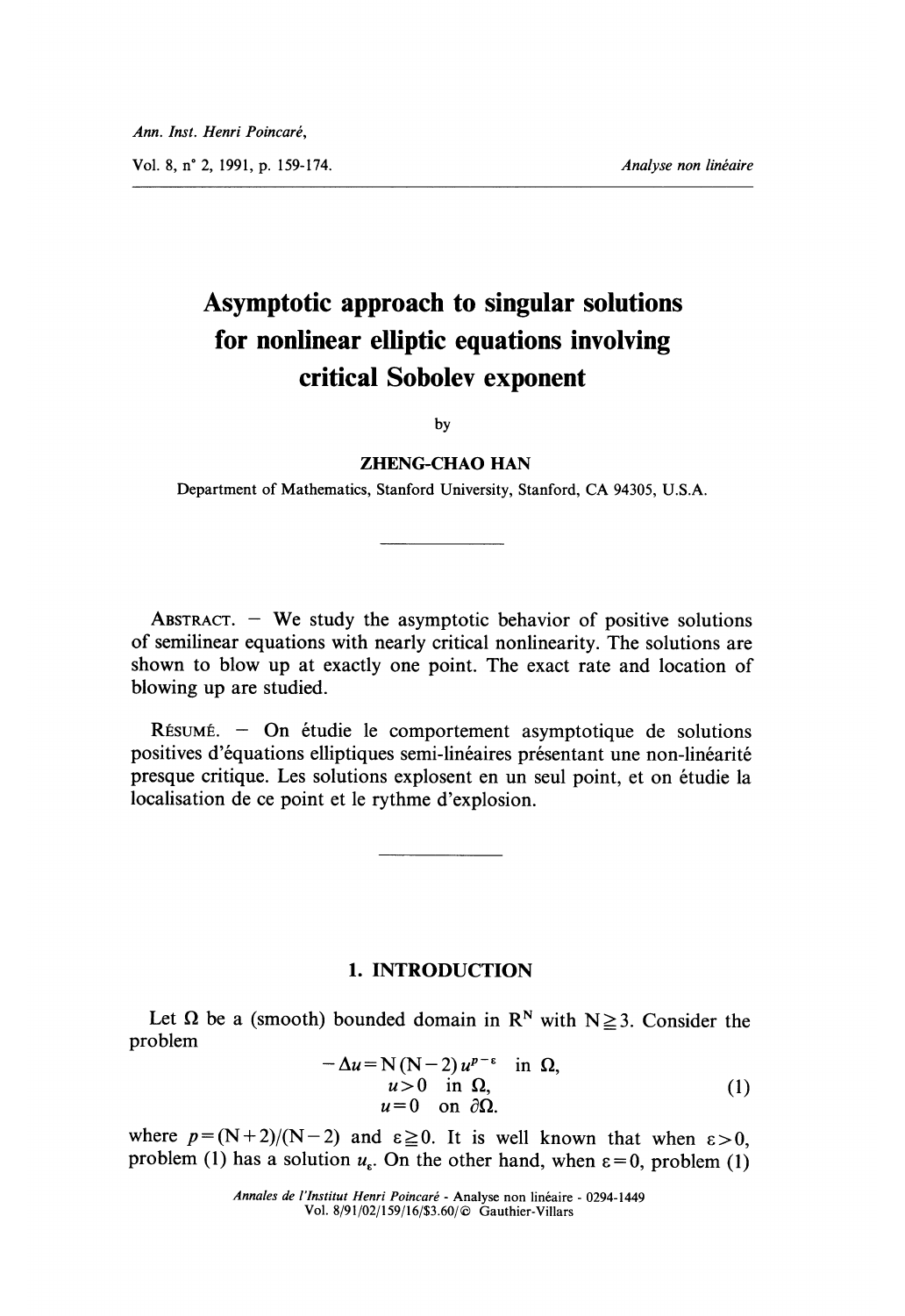# Asymptotic approach to singular solutions for nonlinear elliptic equations involving critical Sobolev exponent

by

**ZHENG-CHAO HAN**

Department of Mathematics, Stanford University, Stanford, CA 94305, U.S.A.

ABSTRACT. — We study the asymptotic behavior of positive solutions of semilinear equations with nearly critical nonlinearity. The solutions are shown to blow up at exactly one point. The exact rate and location of blowing up are studied.

RÉSUMÉ. — On étudie le comportement asymptotique de solutions positives d'équations elliptiques semi-linéaires présentant une non-linéarité presque critique. Les solutions explosent en un seul point, et on étudie la localisation de ce point et le rythme d'explosion.

## 1. INTRODUCTION

Let $\Omega$ be a (smooth) bounded domain in $R^N$ with $N \geqq 3$. Consider the problem

$$
\begin{aligned}
-\Delta u &= N(N-2)\, u^{p-\varepsilon} \quad \text{in } \Omega, \\
u &> 0 \quad \text{in } \Omega, \\
u &= 0 \quad \text{on } \partial\Omega.
\end{aligned}
\tag{1}
$$

where $p=(N+2)/(N-2)$ and $\varepsilon \geqq 0$. It is well known that when $\varepsilon > 0$, problem (1) has a solution $u_\varepsilon$. On the other hand, when $\varepsilon = 0$, problem (1)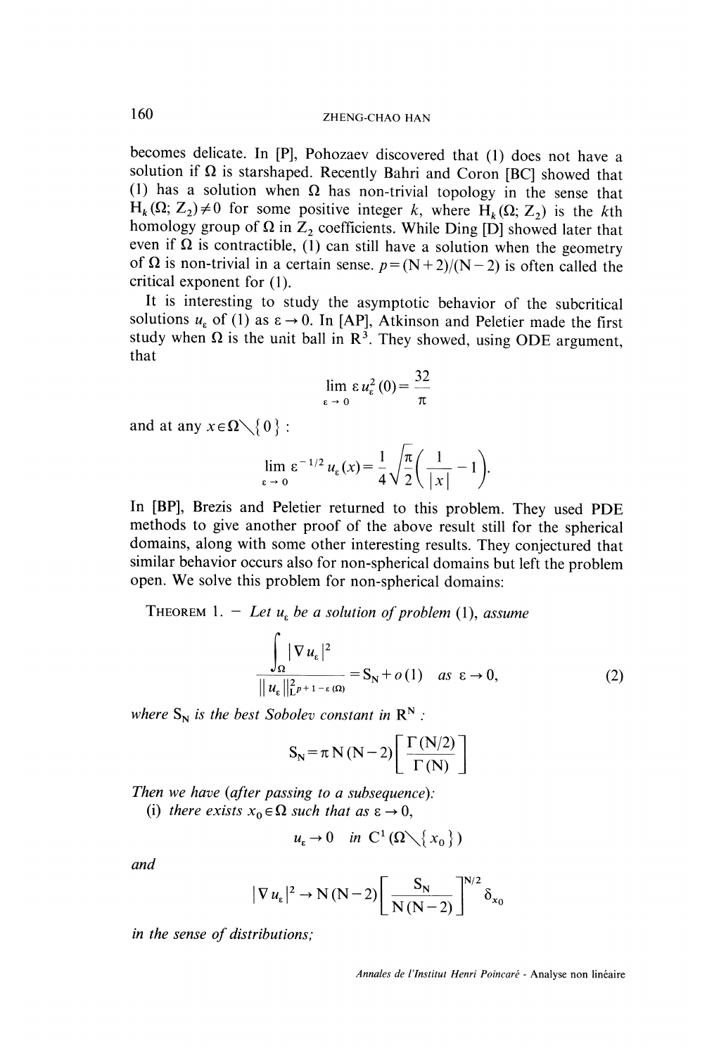becomes delicate. In [P], Pohozaev discovered that (1) does not have a solution if $\Omega$ is starshaped. Recently Bahri and Coron [BC] showed that (1) has a solution when $\Omega$ has non-trivial topology in the sense that $H_k(\Omega; Z_2) \neq 0$ for some positive integer $k$, where $H_k(\Omega; Z_2)$ is the $k$th homology group of $\Omega$ in $Z_2$ coefficients. While Ding [D] showed later that even if $\Omega$ is contractible, (1) can still have a solution when the geometry of $\Omega$ is non-trivial in a certain sense. $p = (N+2)/(N-2)$ is often called the critical exponent for (1).

It is interesting to study the asymptotic behavior of the subcritical solutions $u_\varepsilon$ of (1) as $\varepsilon \to 0$. In [AP], Atkinson and Peletier made the first study when $\Omega$ is the unit ball in $R^3$. They showed, using ODE argument, that

$$\lim_{\varepsilon \to 0} \varepsilon u_\varepsilon^2(0) = \frac{32}{\pi}$$

and at any $x \in \Omega \setminus \{0\}$:

$$\lim_{\varepsilon \to 0} \varepsilon^{-1/2} u_\varepsilon(x) = \frac{1}{4}\sqrt{\frac{\pi}{2}}\left(\frac{1}{|x|} - 1\right).$$

In [BP], Brezis and Peletier returned to this problem. They used PDE methods to give another proof of the above result still for the spherical domains, along with some other interesting results. They conjectured that similar behavior occurs also for non-spherical domains but left the problem open. We solve this problem for non-spherical domains:

THEOREM 1. – *Let $u_\varepsilon$ be a solution of problem (1), assume*

$$\frac{\int_\Omega |\nabla u_\varepsilon|^2}{\|u_\varepsilon\|^2_{L^{p+1-\varepsilon}(\Omega)}} = S_N + o(1) \quad \text{as } \varepsilon \to 0, \tag{2}$$

*where $S_N$ is the best Sobolev constant in $R^N$:*

$$S_N = \pi N (N-2) \left[\frac{\Gamma(N/2)}{\Gamma(N)}\right]$$

*Then we have (after passing to a subsequence):*

(i) *there exists $x_0 \in \Omega$ such that as $\varepsilon \to 0$,*

$$u_\varepsilon \to 0 \quad \text{in } C^1(\Omega \setminus \{x_0\})$$

*and*

$$|\nabla u_\varepsilon|^2 \to N(N-2)\left[\frac{S_N}{N(N-2)}\right]^{N/2} \delta_{x_0}$$

*in the sense of distributions;*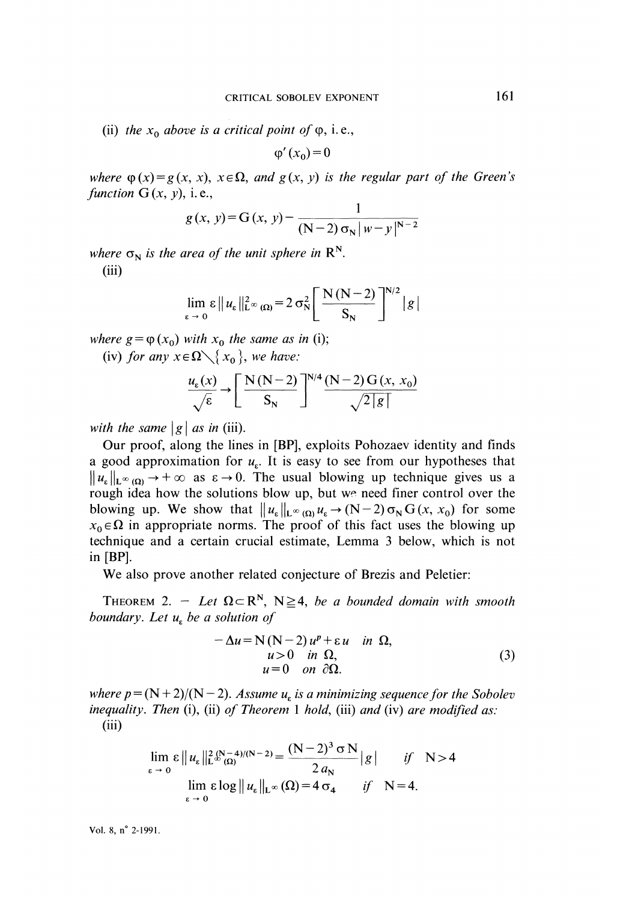(ii) *the* $x_0$ *above is a critical point of* $\varphi$, i.e.,

$$\varphi'(x_0)=0$$

*where* $\varphi(x)=g(x, x)$, $x\in\Omega$, *and* $g(x, y)$ *is the regular part of the Green's function* $G(x, y)$, i.e.,

$$g(x, y)=G(x, y)-\frac{1}{(N-2)\sigma_N|w-y|^{N-2}}$$

*where* $\sigma_N$ *is the area of the unit sphere in* $\mathbb{R}^N$.

(iii)

$$\lim_{\varepsilon\to 0}\varepsilon\|u_\varepsilon\|^2_{L^\infty(\Omega)}=2\sigma_N^2\left[\frac{N(N-2)}{S_N}\right]^{N/2}|g|$$

*where* $g=\varphi(x_0)$ *with* $x_0$ *the same as in* (i);

(iv) *for any* $x\in\Omega\setminus\{x_0\}$, *we have:*

$$\frac{u_\varepsilon(x)}{\sqrt{\varepsilon}}\to\left[\frac{N(N-2)}{S_N}\right]^{N/4}\frac{(N-2)G(x, x_0)}{\sqrt{2|g|}}$$

*with the same* $|g|$ *as in* (iii).

Our proof, along the lines in [BP], exploits Pohozaev identity and finds a good approximation for $u_\varepsilon$. It is easy to see from our hypotheses that $\|u_\varepsilon\|_{L^\infty(\Omega)}\to+\infty$ as $\varepsilon\to 0$. The usual blowing up technique gives us a rough idea how the solutions blow up, but we need finer control over the blowing up. We show that $\|u_\varepsilon\|_{L^\infty(\Omega)}u_\varepsilon\to(N-2)\sigma_N G(x, x_0)$ for some $x_0\in\Omega$ in appropriate norms. The proof of this fact uses the blowing up technique and a certain crucial estimate, Lemma 3 below, which is not in [BP].

We also prove another related conjecture of Brezis and Peletier:

THEOREM 2. – *Let* $\Omega\subset\mathbb{R}^N$, $N\geqq 4$, *be a bounded domain with smooth boundary. Let* $u_\varepsilon$ *be a solution of*

$$\begin{aligned} -\Delta u&=N(N-2)u^p+\varepsilon u \quad \text{in } \Omega,\\ u&>0 \quad \text{in } \Omega,\\ u&=0 \quad \text{on } \partial\Omega. \end{aligned}\tag{3}$$

*where* $p=(N+2)/(N-2)$. *Assume* $u_\varepsilon$ *is a minimizing sequence for the Sobolev inequality. Then* (i), (ii) *of Theorem* 1 *hold,* (iii) *and* (iv) *are modified as:*

(iii)

$$\lim_{\varepsilon\to 0}\varepsilon\|u_\varepsilon\|^{2(N-4)/(N-2)}_{L^\infty(\Omega)}=\frac{(N-2)^3\sigma N}{2a_N}|g| \qquad \text{if } N>4$$

$$\lim_{\varepsilon\to 0}\varepsilon\log\|u_\varepsilon\|_{L^\infty}(\Omega)=4\sigma_4 \qquad \text{if } N=4.$$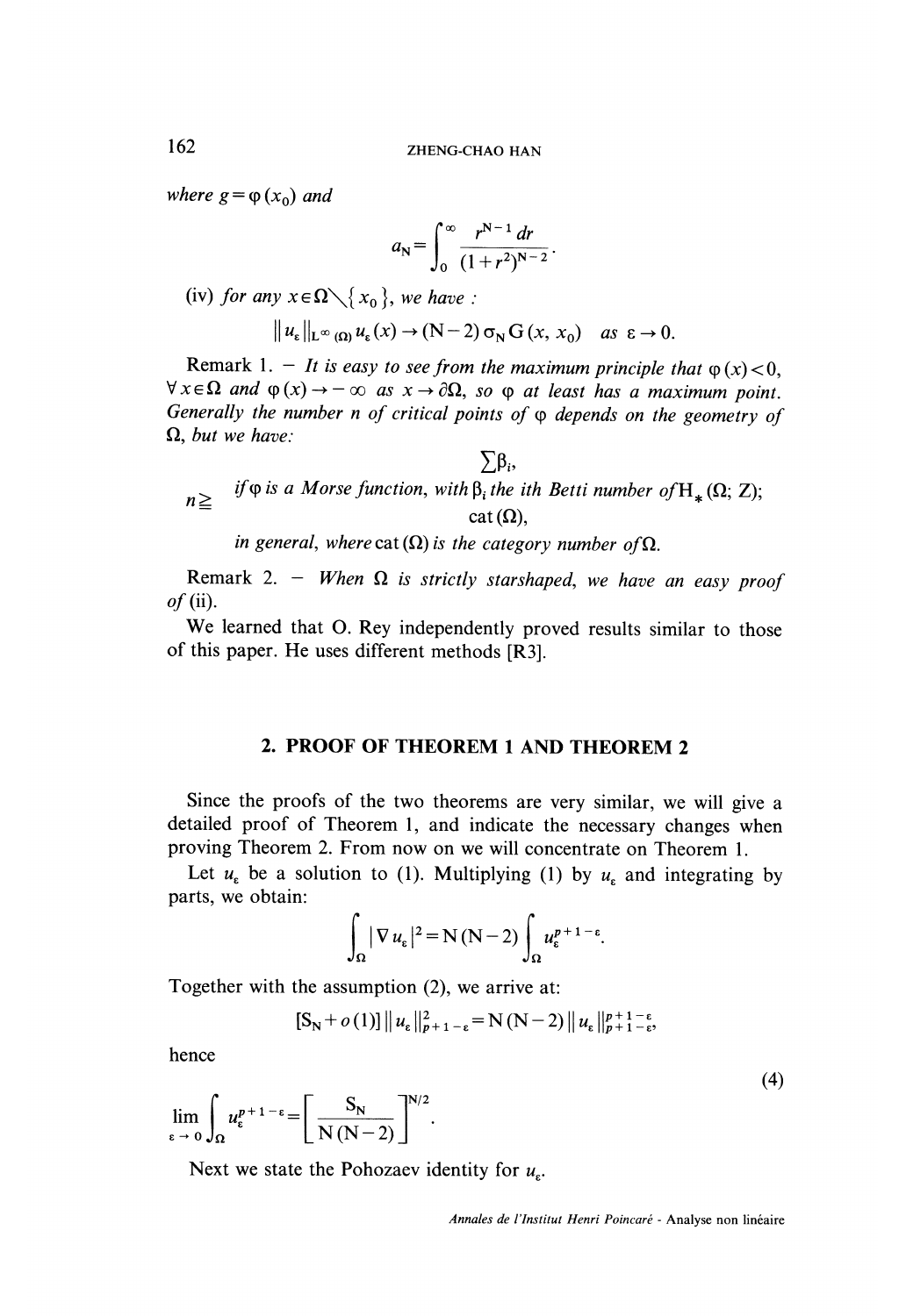*where* $g = \varphi(x_0)$ *and*

$$a_N = \int_0^\infty \frac{r^{N-1}\, dr}{(1+r^2)^{N-2}}.$$

(iv) *for any* $x \in \Omega \setminus \{x_0\}$, *we have :*

$$\| u_\varepsilon \|_{L^\infty(\Omega)} u_\varepsilon(x) \to (N-2)\, \sigma_N\, G(x, x_0) \quad as \ \varepsilon \to 0.$$

Remark 1. — *It is easy to see from the maximum principle that* $\varphi(x) < 0$, $\forall x \in \Omega$ *and* $\varphi(x) \to -\infty$ *as* $x \to \partial\Omega$, *so* $\varphi$ *at least has a maximum point. Generally the number* $n$ *of critical points of* $\varphi$ *depends on the geometry of* $\Omega$, *but we have:*

$$n \geqq \begin{cases} \sum \beta_i, & \textit{if } \varphi \textit{ is a Morse function, with } \beta_i \textit{ the ith Betti number of } H_*(\Omega; Z); \\ \operatorname{cat}(\Omega), & \textit{in general, where } \operatorname{cat}(\Omega) \textit{ is the category number of } \Omega. \end{cases}$$

Remark 2. — *When* $\Omega$ *is strictly starshaped, we have an easy proof of* (ii).

We learned that O. Rey independently proved results similar to those of this paper. He uses different methods [R3].

## 2. PROOF OF THEOREM 1 AND THEOREM 2

Since the proofs of the two theorems are very similar, we will give a detailed proof of Theorem 1, and indicate the necessary changes when proving Theorem 2. From now on we will concentrate on Theorem 1.

Let $u_\varepsilon$ be a solution to (1). Multiplying (1) by $u_\varepsilon$ and integrating by parts, we obtain:

$$\int_\Omega |\nabla u_\varepsilon|^2 = N(N-2) \int_\Omega u_\varepsilon^{p+1-\varepsilon}.$$

Together with the assumption (2), we arrive at:

$$[S_N + o(1)] \| u_\varepsilon \|_{p+1-\varepsilon}^2 = N(N-2) \| u_\varepsilon \|_{p+1-\varepsilon}^{p+1-\varepsilon},$$

hence

$$\lim_{\varepsilon \to 0} \int_\Omega u_\varepsilon^{p+1-\varepsilon} = \left[ \frac{S_N}{N(N-2)} \right]^{N/2}. \tag{4}$$

Next we state the Pohozaev identity for $u_\varepsilon$.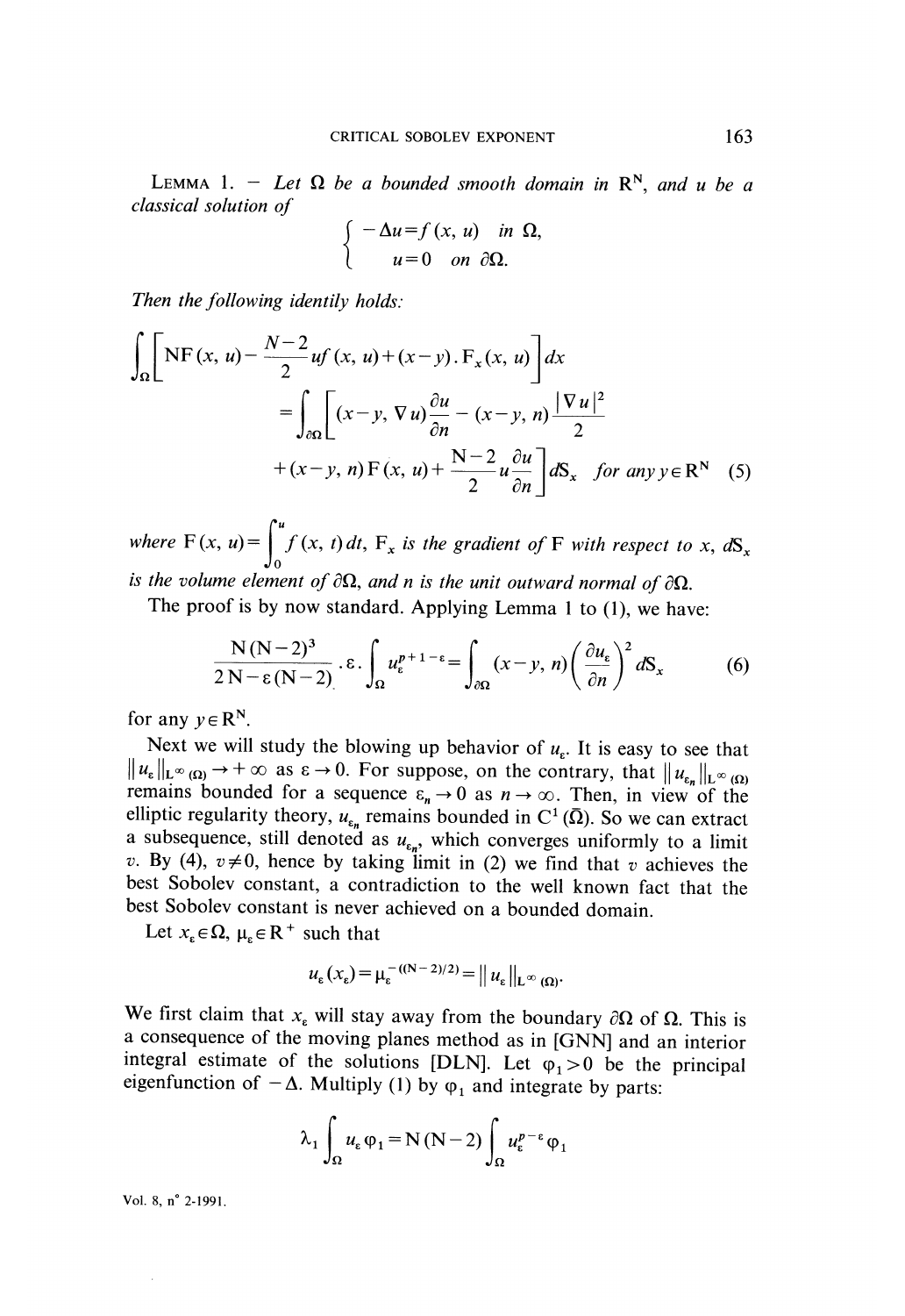LEMMA 1. — *Let $\Omega$ be a bounded smooth domain in $\mathbf{R}^N$, and $u$ be a classical solution of*

$$\left\{\begin{array}{l} -\Delta u=f(x, u) \quad \text{in } \Omega, \\ u=0 \quad \text{on } \partial\Omega. \end{array}\right.$$

*Then the following identily holds:*

$$\int_{\Omega}\left[\mathrm{N}\mathrm{F}(x, u)-\frac{N-2}{2} u f(x, u)+(x-y) . \mathrm{F}_x(x, u)\right] d x$$
$$=\int_{\partial \Omega}\left[(x-y, \nabla u) \frac{\partial u}{\partial n}-(x-y, n) \frac{|\nabla u|^2}{2}\right.$$
$$\left.+(x-y, n) \mathrm{F}(x, u)+\frac{\mathrm{N}-2}{2} u \frac{\partial u}{\partial n}\right] d \mathrm{S}_x \quad \textit{for any } y \in \mathbf{R}^{\mathrm{N}} \tag{5}$$

*where $\mathrm{F}(x, u)=\int_0^u f(x, t)\, dt$, $\mathrm{F}_x$ is the gradient of $\mathrm{F}$ with respect to $x$, $d\mathrm{S}_x$ is the volume element of $\partial\Omega$, and $n$ is the unit outward normal of $\partial\Omega$.*

The proof is by now standard. Applying Lemma 1 to (1), we have:

$$\frac{\mathrm{N}(\mathrm{N}-2)^3}{2 \mathrm{N}-\varepsilon(\mathrm{N}-2)} . \varepsilon . \int_{\Omega} u_{\varepsilon}^{p+1-\varepsilon}=\int_{\partial \Omega}(x-y, n)\left(\frac{\partial u_{\varepsilon}}{\partial n}\right)^2 d \mathrm{S}_x \tag{6}$$

for any $y \in \mathbf{R}^N$.

Next we will study the blowing up behavior of $u_\varepsilon$. It is easy to see that $\|u_\varepsilon\|_{L^\infty(\Omega)} \to +\infty$ as $\varepsilon \to 0$. For suppose, on the contrary, that $\|u_{\varepsilon_n}\|_{L^\infty(\Omega)}$ remains bounded for a sequence $\varepsilon_n \to 0$ as $n \to \infty$. Then, in view of the elliptic regularity theory, $u_{\varepsilon_n}$ remains bounded in $C^1(\bar{\Omega})$. So we can extract a subsequence, still denoted as $u_{\varepsilon_n}$, which converges uniformly to a limit $v$. By (4), $v \neq 0$, hence by taking limit in (2) we find that $v$ achieves the best Sobolev constant, a contradiction to the well known fact that the best Sobolev constant is never achieved on a bounded domain.

Let $x_\varepsilon \in \Omega$, $\mu_\varepsilon \in \mathbf{R}^+$ such that

$$u_\varepsilon(x_\varepsilon)=\mu_\varepsilon^{-((N-2)/2)}=\|u_\varepsilon\|_{L^\infty(\Omega)}.$$

We first claim that $x_\varepsilon$ will stay away from the boundary $\partial\Omega$ of $\Omega$. This is a consequence of the moving planes method as in [GNN] and an interior integral estimate of the solutions [DLN]. Let $\varphi_1 > 0$ be the principal eigenfunction of $-\Delta$. Multiply (1) by $\varphi_1$ and integrate by parts:

$$\lambda_1 \int_{\Omega} u_{\varepsilon} \varphi_1=\mathrm{N}(\mathrm{N}-2) \int_{\Omega} u_{\varepsilon}^{p-\varepsilon} \varphi_1$$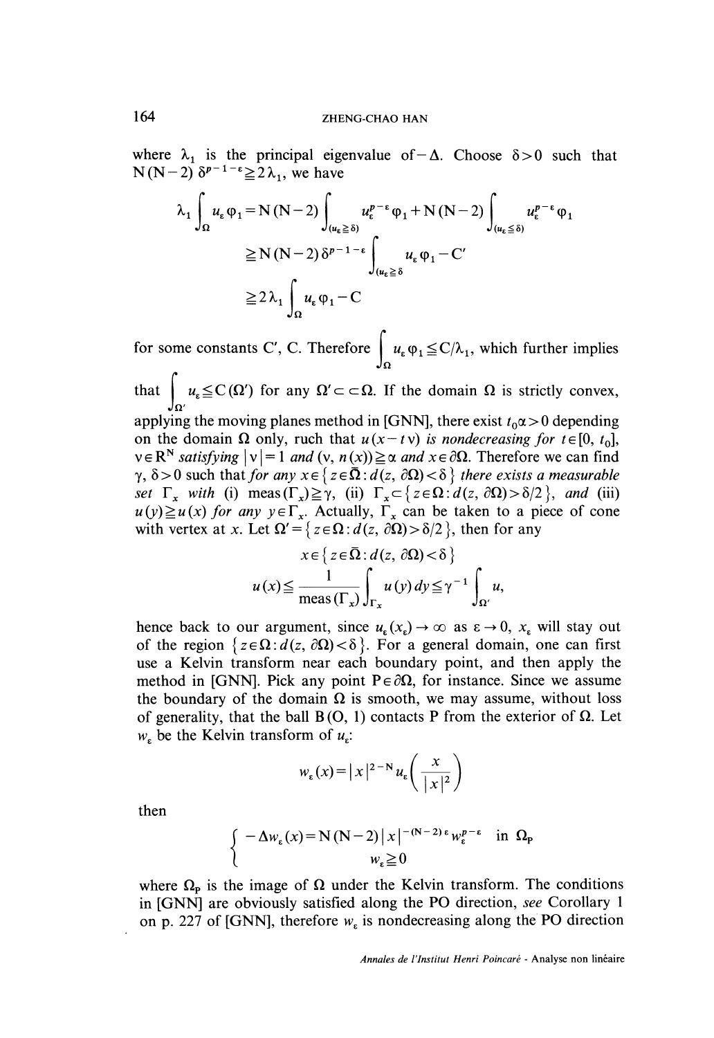where $\lambda_1$ is the principal eigenvalue of $-\Delta$. Choose $\delta>0$ such that $N(N-2)\,\delta^{p-1-\varepsilon}\geqq 2\lambda_1$, we have

$$
\begin{aligned}
\lambda_1 \int_\Omega u_\varepsilon \varphi_1 &= N(N-2)\int_{(u_\varepsilon \geqq \delta)} u_\varepsilon^{p-\varepsilon}\varphi_1 + N(N-2)\int_{(u_\varepsilon \leqq \delta)} u_\varepsilon^{p-\varepsilon}\varphi_1 \\
&\geqq N(N-2)\,\delta^{p-1-\varepsilon}\int_{(u_\varepsilon \geqq \delta} u_\varepsilon \varphi_1 - C' \\
&\geqq 2\lambda_1 \int_\Omega u_\varepsilon \varphi_1 - C
\end{aligned}
$$

for some constants $C'$, $C$. Therefore $\int_\Omega u_\varepsilon \varphi_1 \leqq C/\lambda_1$, which further implies that $\int_{\Omega'} u_\varepsilon \leqq C(\Omega')$ for any $\Omega' \subset\subset \Omega$. If the domain $\Omega$ is strictly convex, applying the moving planes method in [GNN], there exist $t_0 \alpha > 0$ depending on the domain $\Omega$ only, ruch that *$u(x-tv)$ is nondecreasing for $t\in[0, t_0]$, $v\in\mathbb{R}^N$ satisfying $|v|=1$ and $(v, n(x))\geqq\alpha$ and $x\in\partial\Omega$*. Therefore we can find $\gamma$, $\delta>0$ such that *for any $x\in\{z\in\bar{\Omega}: d(z, \partial\Omega)<\delta\}$ there exists a measurable set $\Gamma_x$ with* (i) $\operatorname{meas}(\Gamma_x)\geqq\gamma$, (ii) $\Gamma_x\subset\{z\in\Omega: d(z, \partial\Omega)>\delta/2\}$, *and* (iii) $u(y)\geqq u(x)$ *for any* $y\in\Gamma_x$. Actually, $\Gamma_x$ can be taken to a piece of cone with vertex at $x$. Let $\Omega'=\{z\in\Omega: d(z, \partial\Omega)>\delta/2\}$, then for any

$$
x\in\{z\in\bar{\Omega}: d(z, \partial\Omega)<\delta\}
$$

$$
u(x)\leqq \frac{1}{\operatorname{meas}(\Gamma_x)}\int_{\Gamma_x} u(y)\,dy \leqq \gamma^{-1}\int_{\Omega'} u,
$$

hence back to our argument, since $u_\varepsilon(x_\varepsilon)\to\infty$ as $\varepsilon\to 0$, $x_\varepsilon$ will stay out of the region $\{z\in\Omega: d(z, \partial\Omega)<\delta\}$. For a general domain, one can first use a Kelvin transform near each boundary point, and then apply the method in [GNN]. Pick any point $P\in\partial\Omega$, for instance. Since we assume the boundary of the domain $\Omega$ is smooth, we may assume, without loss of generality, that the ball $B(O, 1)$ contacts $P$ from the exterior of $\Omega$. Let $w_\varepsilon$ be the Kelvin transform of $u_\varepsilon$:

$$
w_\varepsilon(x)=|x|^{2-N}u_\varepsilon\left(\frac{x}{|x|^2}\right)
$$

then

$$
\begin{cases}
-\Delta w_\varepsilon(x)=N(N-2)\,|x|^{-(N-2)\varepsilon}\,w_\varepsilon^{p-\varepsilon} & \text{in } \Omega_P \\
w_\varepsilon\geqq 0
\end{cases}
$$

where $\Omega_P$ is the image of $\Omega$ under the Kelvin transform. The conditions in [GNN] are obviously satisfied along the PO direction, *see* Corollary 1 on p. 227 of [GNN], therefore $w_\varepsilon$ is nondecreasing along the PO direction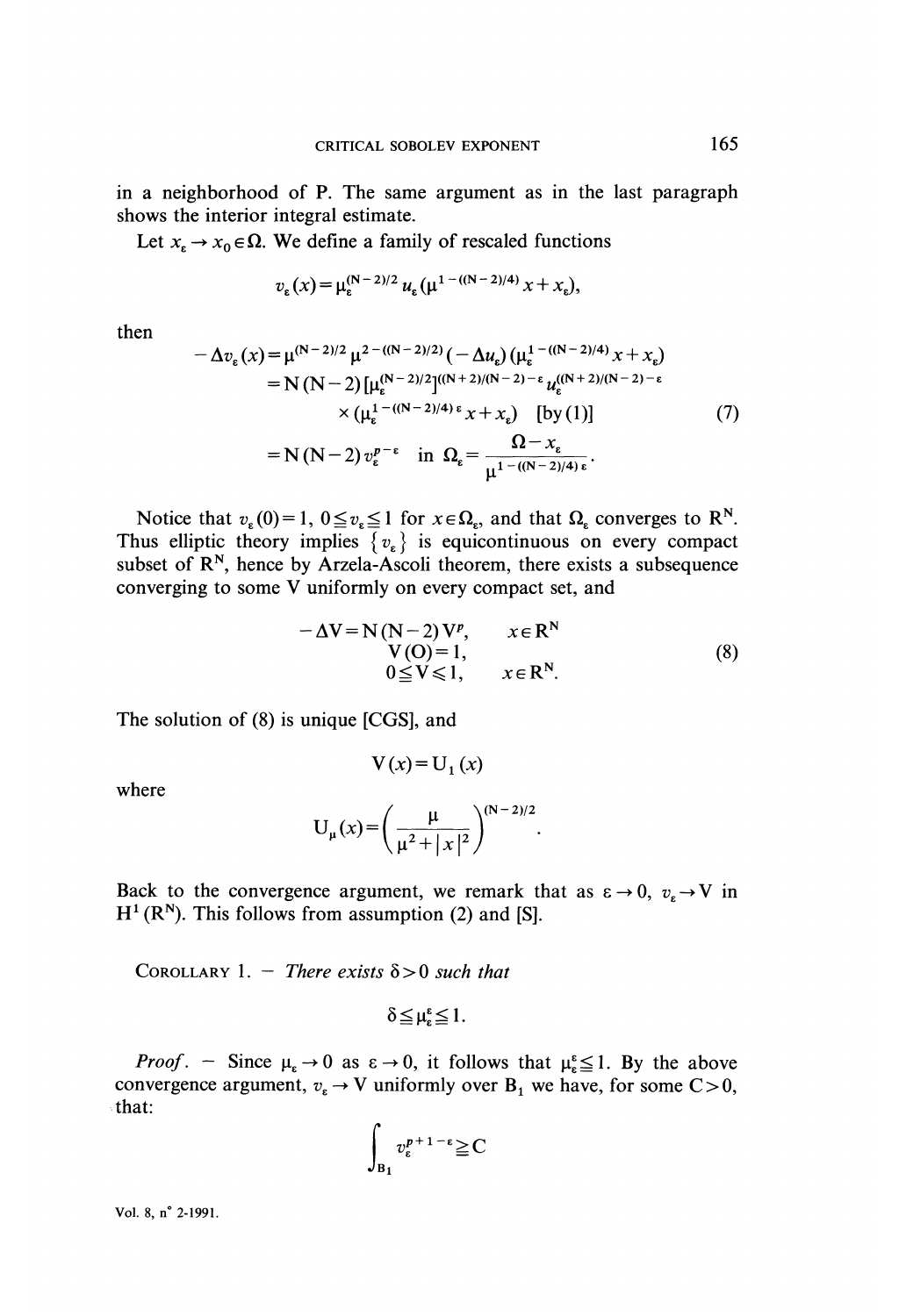in a neighborhood of P. The same argument as in the last paragraph shows the interior integral estimate.

Let $x_\varepsilon \to x_0 \in \Omega$. We define a family of rescaled functions

$$v_\varepsilon(x) = \mu_\varepsilon^{(N-2)/2} u_\varepsilon(\mu^{1-((N-2)/4)} x + x_\varepsilon),$$

then

$$\begin{aligned} -\Delta v_\varepsilon(x) &= \mu^{(N-2)/2} \mu^{2-((N-2)/2)} (-\Delta u_\varepsilon)(\mu_\varepsilon^{1-((N-2)/4)} x + x_\varepsilon) \\ &= N(N-2)[\mu_\varepsilon^{(N-2)/2}]^{((N+2)/(N-2)-\varepsilon} u_\varepsilon^{((N+2)/(N-2)-\varepsilon} \\ &\quad \times (\mu_\varepsilon^{1-((N-2)/4)\varepsilon} x + x_\varepsilon) \quad [\text{by (1)}] \\ &= N(N-2) v_\varepsilon^{p-\varepsilon} \quad \text{in } \Omega_\varepsilon = \frac{\Omega - x_\varepsilon}{\mu^{1-((N-2)/4)\varepsilon}}. \end{aligned} \tag{7}$$

Notice that $v_\varepsilon(0) = 1$, $0 \leqq v_\varepsilon \leqq 1$ for $x \in \Omega_\varepsilon$, and that $\Omega_\varepsilon$ converges to $\mathbb{R}^N$. Thus elliptic theory implies $\{v_\varepsilon\}$ is equicontinuous on every compact subset of $\mathbb{R}^N$, hence by Arzela-Ascoli theorem, there exists a subsequence converging to some V uniformly on every compact set, and

$$\begin{aligned} -\Delta V &= N(N-2) V^p, & x \in \mathbb{R}^N \\ V(O) &= 1, & \\ 0 \leqq V &\leqslant 1, & x \in \mathbb{R}^N. \end{aligned} \tag{8}$$

The solution of (8) is unique [CGS], and

$$V(x) = U_1(x)$$

where

$$U_\mu(x) = \left(\frac{\mu}{\mu^2 + |x|^2}\right)^{(N-2)/2}.$$

Back to the convergence argument, we remark that as $\varepsilon \to 0$, $v_\varepsilon \to V$ in $H^1(\mathbb{R}^N)$. This follows from assumption (2) and [S].

COROLLARY 1. — *There exists* $\delta > 0$ *such that*

$$\delta \leqq \mu_\varepsilon^\varepsilon \leqq 1.$$

*Proof.* — Since $\mu_\varepsilon \to 0$ as $\varepsilon \to 0$, it follows that $\mu_\varepsilon^\varepsilon \leqq 1$. By the above convergence argument, $v_\varepsilon \to V$ uniformly over $B_1$ we have, for some $C > 0$, that:

$$\int_{B_1} v_\varepsilon^{p+1-\varepsilon} \geqq C$$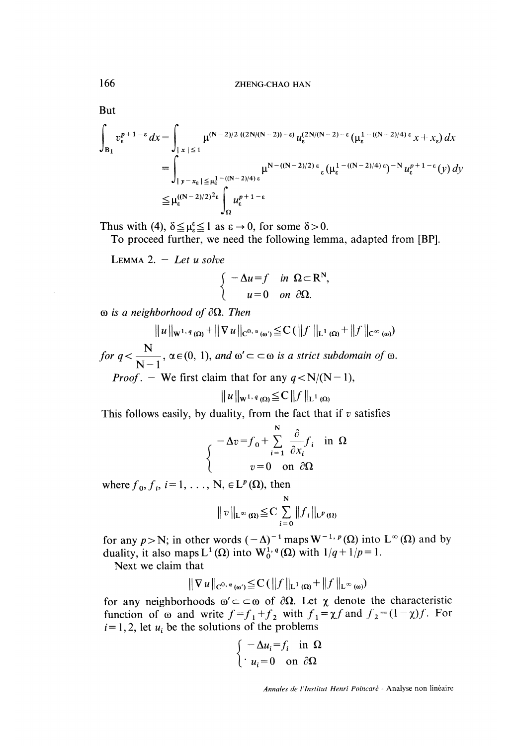But

$$
\begin{aligned}
\int_{B_1} v_\varepsilon^{p+1-\varepsilon}\,dx &= \int_{|x|\leq 1} \mu^{(N-2)/2\,((2N/(N-2))-\varepsilon)}\, u_\varepsilon^{(2N/(N-2)-\varepsilon}(\mu_\varepsilon^{1-((N-2)/4)\varepsilon}x + x_\varepsilon)\,dx \\
&= \int_{|y-x_\varepsilon|\leq \mu_\varepsilon^{1-((N-2)/4)\varepsilon}} \mu^{N-((N-2)/2)\varepsilon}{}_\varepsilon\,(\mu_\varepsilon^{1-((N-2)/4)\varepsilon})^{-N}\, u_\varepsilon^{p+1-\varepsilon}(y)\,dy \\
&\leqq \mu_\varepsilon^{((N-2)/2)^2\varepsilon} \int_\Omega u_\varepsilon^{p+1-\varepsilon}
\end{aligned}
$$

Thus with (4), $\delta \leqq \mu_\varepsilon^\varepsilon \leqq 1$ as $\varepsilon \to 0$, for some $\delta > 0$.

To proceed further, we need the following lemma, adapted from [BP].

LEMMA 2. – *Let* $u$ *solve*

$$
\begin{cases} -\Delta u = f & \text{in } \Omega \subset \mathbb{R}^N, \\ u = 0 & \text{on } \partial\Omega. \end{cases}
$$

$\omega$ *is a neighborhood of* $\partial\Omega$. *Then*

$$
\| u \|_{W^{1,q}(\Omega)} + \| \nabla u \|_{C^{0,\alpha}(\omega')} \leqq C(\| f \|_{L^1(\Omega)} + \| f \|_{C^\infty(\omega)})
$$

*for* $q < \dfrac{N}{N-1}$, $\alpha \in (0, 1)$, *and* $\omega' \subset\subset \omega$ *is a strict subdomain of* $\omega$.

*Proof.* – We first claim that for any $q < N/(N-1)$,

$$
\| u \|_{W^{1,q}(\Omega)} \leqq C \| f \|_{L^1(\Omega)}
$$

This follows easily, by duality, from the fact that if $v$ satisfies

$$
\begin{cases} -\Delta v = f_0 + \displaystyle\sum_{i=1}^N \frac{\partial}{\partial x_i} f_i & \text{in } \Omega \\ v = 0 & \text{on } \partial\Omega \end{cases}
$$

where $f_0, f_i$, $i = 1, \ldots, N$, $\in L^p(\Omega)$, then

$$
\| v \|_{L^\infty(\Omega)} \leqq C \sum_{i=0}^N \| f_i \|_{L^p(\Omega)}
$$

for any $p > N$; in other words $(-\Delta)^{-1}$ maps $W^{-1,p}(\Omega)$ into $L^\infty(\Omega)$ and by duality, it also maps $L^1(\Omega)$ into $W_0^{1,q}(\Omega)$ with $1/q + 1/p = 1$.

Next we claim that

$$
\| \nabla u \|_{C^{0,\alpha}(\omega')} \leqq C(\| f \|_{L^1(\Omega)} + \| f \|_{L^\infty(\omega)})
$$

for any neighborhoods $\omega' \subset\subset \omega$ of $\partial\Omega$. Let $\chi$ denote the characteristic function of $\omega$ and write $f = f_1 + f_2$ with $f_1 = \chi f$ and $f_2 = (1-\chi) f$. For $i = 1, 2$, let $u_i$ be the solutions of the problems

$$
\begin{cases} -\Delta u_i = f_i & \text{in } \Omega \\ u_i = 0 & \text{on } \partial\Omega \end{cases}
$$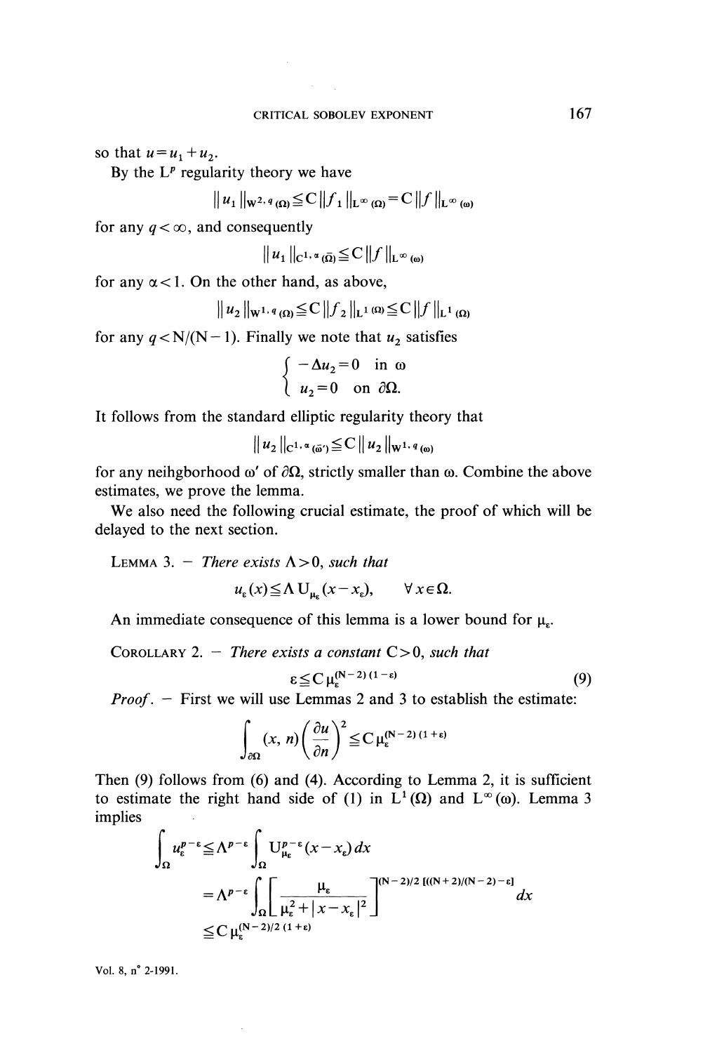so that $u = u_1 + u_2$.

By the $L^p$ regularity theory we have

$$\| u_1 \|_{W^{2,q}(\Omega)} \leqq C \| f_1 \|_{L^\infty(\Omega)} = C \| f \|_{L^\infty(\omega)}$$

for any $q < \infty$, and consequently

$$\| u_1 \|_{C^{1,\alpha}(\bar{\Omega})} \leqq C \| f \|_{L^\infty(\omega)}$$

for any $\alpha < 1$. On the other hand, as above,

$$\| u_2 \|_{W^{1,q}(\Omega)} \leqq C \| f_2 \|_{L^1(\Omega)} \leqq C \| f \|_{L^1(\Omega)}$$

for any $q < N/(N-1)$. Finally we note that $u_2$ satisfies

$$\begin{cases} -\Delta u_2 = 0 & \text{in } \omega \\ u_2 = 0 & \text{on } \partial\Omega. \end{cases}$$

It follows from the standard elliptic regularity theory that

$$\| u_2 \|_{C^{1,\alpha}(\bar{\omega}')} \leqq C \| u_2 \|_{W^{1,q}(\omega)}$$

for any neihgborhood $\omega'$ of $\partial\Omega$, strictly smaller than $\omega$. Combine the above estimates, we prove the lemma.

We also need the following crucial estimate, the proof of which will be delayed to the next section.

LEMMA 3. — *There exists* $\Lambda > 0$, *such that*

$$u_\varepsilon(x) \leqq \Lambda\, U_{\mu_\varepsilon}(x - x_\varepsilon), \qquad \forall\, x \in \Omega.$$

An immediate consequence of this lemma is a lower bound for $\mu_\varepsilon$.

COROLLARY 2. — *There exists a constant* $C > 0$, *such that*

$$\varepsilon \leqq C\, \mu_\varepsilon^{(N-2)(1-\varepsilon)} \tag{9}$$

*Proof.* — First we will use Lemmas 2 and 3 to establish the estimate:

$$\int_{\partial\Omega} (x, n) \left( \frac{\partial u}{\partial n} \right)^2 \leqq C\, \mu_\varepsilon^{(N-2)(1+\varepsilon)}$$

Then (9) follows from (6) and (4). According to Lemma 2, it is sufficient to estimate the right hand side of (1) in $L^1(\Omega)$ and $L^\infty(\omega)$. Lemma 3 implies

$$\begin{aligned} \int_\Omega u_\varepsilon^{p-\varepsilon} &\leqq \Lambda^{p-\varepsilon} \int_\Omega U_{\mu_\varepsilon}^{p-\varepsilon}(x - x_\varepsilon)\, dx \\ &= \Lambda^{p-\varepsilon} \int_\Omega \left[ \frac{\mu_\varepsilon}{\mu_\varepsilon^2 + |x - x_\varepsilon|^2} \right]^{(N-2)/2\, [((N+2)/(N-2)-\varepsilon]} dx \\ &\leqq C\, \mu_\varepsilon^{(N-2)/2\, (1+\varepsilon)} \end{aligned}$$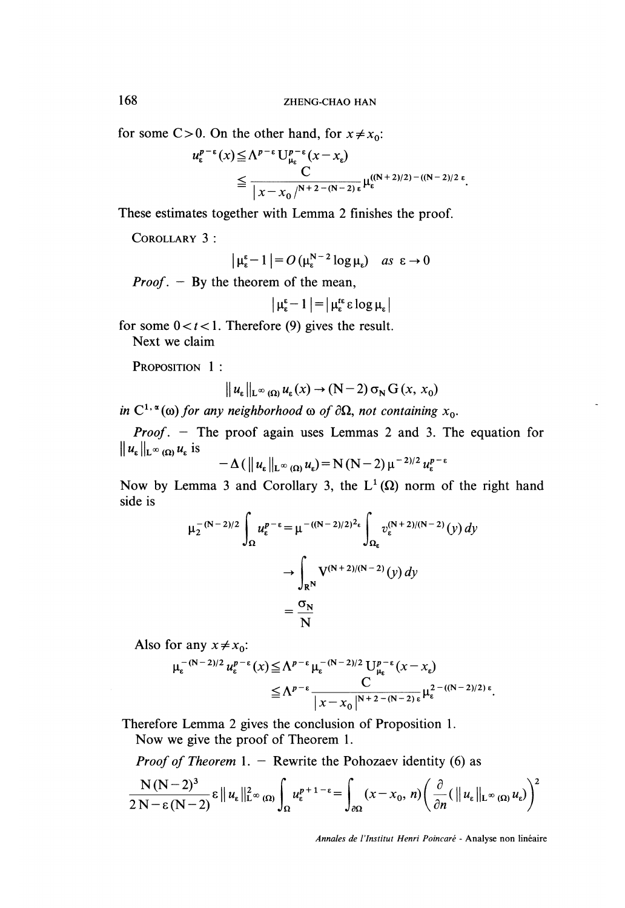for some $C>0$. On the other hand, for $x \neq x_0$:

$$
\begin{aligned}
u_\varepsilon^{p-\varepsilon}(x) &\leqq \Lambda^{p-\varepsilon} U_{\mu_\varepsilon}^{p-\varepsilon}(x-x_\varepsilon) \\
&\leqq \frac{C}{|x-x_0/^{N+2-(N-2)\varepsilon}} \mu_\varepsilon^{((N+2)/2)-((N-2)/2\,\varepsilon}.
\end{aligned}
$$

These estimates together with Lemma 2 finishes the proof.

COROLLARY 3 :

$$
|\mu_\varepsilon^\varepsilon - 1| = O(\mu_\varepsilon^{N-2} \log \mu_\varepsilon) \quad as \ \varepsilon \to 0
$$

*Proof.* — By the theorem of the mean,

$$
|\mu_\varepsilon^\varepsilon - 1| = |\mu_\varepsilon^{t\varepsilon} \varepsilon \log \mu_\varepsilon|
$$

for some $0<t<1$. Therefore (9) gives the result.

Next we claim

PROPOSITION 1 :

$$
\| u_\varepsilon \|_{L^\infty(\Omega)} u_\varepsilon(x) \to (N-2)\, \sigma_N\, G(x, x_0)
$$

*in* $C^{1,\alpha}(\omega)$ *for any neighborhood* $\omega$ *of* $\partial\Omega$, *not containing* $x_0$.

*Proof.* — The proof again uses Lemmas 2 and 3. The equation for $\| u_\varepsilon \|_{L^\infty(\Omega)} u_\varepsilon$ is

$$
-\Delta(\| u_\varepsilon \|_{L^\infty(\Omega)} u_\varepsilon) = N(N-2)\, \mu^{-2)/2} u_\varepsilon^{p-\varepsilon}
$$

Now by Lemma 3 and Corollary 3, the $L^1(\Omega)$ norm of the right hand side is

$$
\begin{aligned}
\mu_2^{-(N-2)/2} \int_\Omega u_\varepsilon^{p-\varepsilon} &= \mu^{-((N-2)/2)^2\varepsilon} \int_{\Omega_\varepsilon} v_\varepsilon^{(N+2)/(N-2)}(y)\, dy \\
&\to \int_{R^N} V^{(N+2)/(N-2)}(y)\, dy \\
&= \frac{\sigma_N}{N}
\end{aligned}
$$

Also for any $x \neq x_0$:

$$
\begin{aligned}
\mu_\varepsilon^{-(N-2)/2} u_\varepsilon^{p-\varepsilon}(x) &\leqq \Lambda^{p-\varepsilon} \mu_\varepsilon^{-(N-2)/2} U_{\mu_\varepsilon}^{p-\varepsilon}(x-x_\varepsilon) \\
&\leqq \Lambda^{p-\varepsilon} \frac{C}{|x-x_0|^{N+2-(N-2)\varepsilon}} \mu_\varepsilon^{2-((N-2)/2)\varepsilon}.
\end{aligned}
$$

Therefore Lemma 2 gives the conclusion of Proposition 1.

Now we give the proof of Theorem 1.

*Proof of Theorem* 1. — Rewrite the Pohozaev identity (6) as

$$
\frac{N(N-2)^3}{2N-\varepsilon(N-2)} \varepsilon \| u_\varepsilon \|_{L^\infty(\Omega)}^2 \int_\Omega u_\varepsilon^{p+1-\varepsilon} = \int_{\partial\Omega} (x-x_0, n) \left( \frac{\partial}{\partial n} (\| u_\varepsilon \|_{L^\infty(\Omega)} u_\varepsilon) \right)^2
$$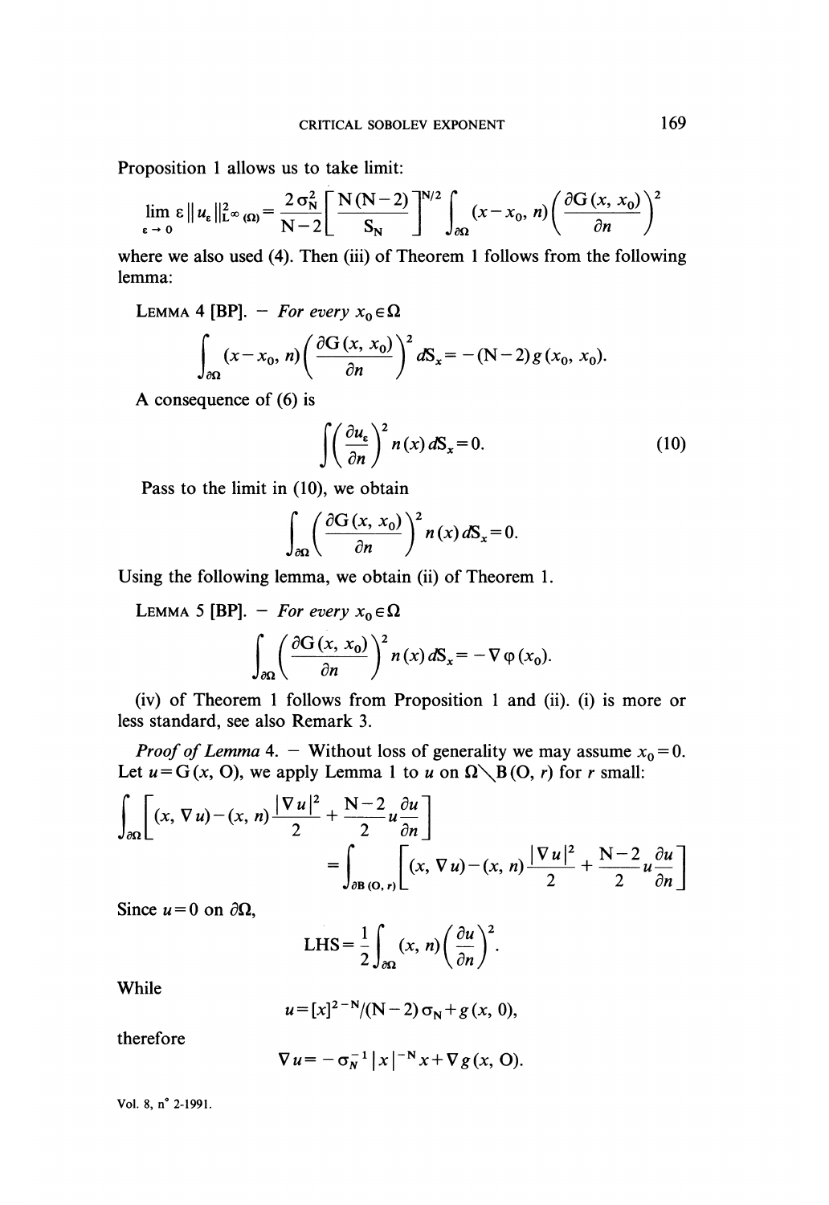Proposition 1 allows us to take limit:

$$\lim_{\varepsilon \to 0} \varepsilon \| u_\varepsilon \|^2_{L^\infty(\Omega)} = \frac{2\sigma_N^2}{N-2}\left[\frac{N(N-2)}{S_N}\right]^{N/2} \int_{\partial\Omega} (x - x_0, n)\left(\frac{\partial G(x, x_0)}{\partial n}\right)^2$$

where we also used (4). Then (iii) of Theorem 1 follows from the following lemma:

LEMMA 4 [BP]. — *For every* $x_0 \in \Omega$

$$\int_{\partial\Omega} (x - x_0, n)\left(\frac{\partial G(x, x_0)}{\partial n}\right)^2 dS_x = -(N-2)\, g(x_0, x_0).$$

A consequence of (6) is

$$\int \left(\frac{\partial u_\varepsilon}{\partial n}\right)^2 n(x)\, dS_x = 0. \tag{10}$$

Pass to the limit in (10), we obtain

$$\int_{\partial\Omega} \left(\frac{\partial G(x, x_0)}{\partial n}\right)^2 n(x)\, dS_x = 0.$$

Using the following lemma, we obtain (ii) of Theorem 1.

LEMMA 5 [BP]. — *For every* $x_0 \in \Omega$

$$\int_{\partial\Omega} \left(\frac{\partial G(x, x_0)}{\partial n}\right)^2 n(x)\, dS_x = -\nabla \varphi(x_0).$$

(iv) of Theorem 1 follows from Proposition 1 and (ii). (i) is more or less standard, see also Remark 3.

*Proof of Lemma* 4. — Without loss of generality we may assume $x_0 = 0$. Let $u = G(x, O)$, we apply Lemma 1 to $u$ on $\Omega \setminus B(O, r)$ for $r$ small:

$$\int_{\partial\Omega}\left[(x, \nabla u) - (x, n)\frac{|\nabla u|^2}{2} + \frac{N-2}{2} u \frac{\partial u}{\partial n}\right]$$
$$= \int_{\partial B(O, r)}\left[(x, \nabla u) - (x, n)\frac{|\nabla u|^2}{2} + \frac{N-2}{2} u \frac{\partial u}{\partial n}\right]$$

Since $u = 0$ on $\partial\Omega$,

$$\text{LHS} = \frac{1}{2}\int_{\partial\Omega} (x, n)\left(\frac{\partial u}{\partial n}\right)^2.$$

While

$$u = [x]^{2-N}/(N-2)\,\sigma_N + g(x, 0),$$

therefore

$$\nabla u = -\sigma_N^{-1} |x|^{-N} x + \nabla g(x, O).$$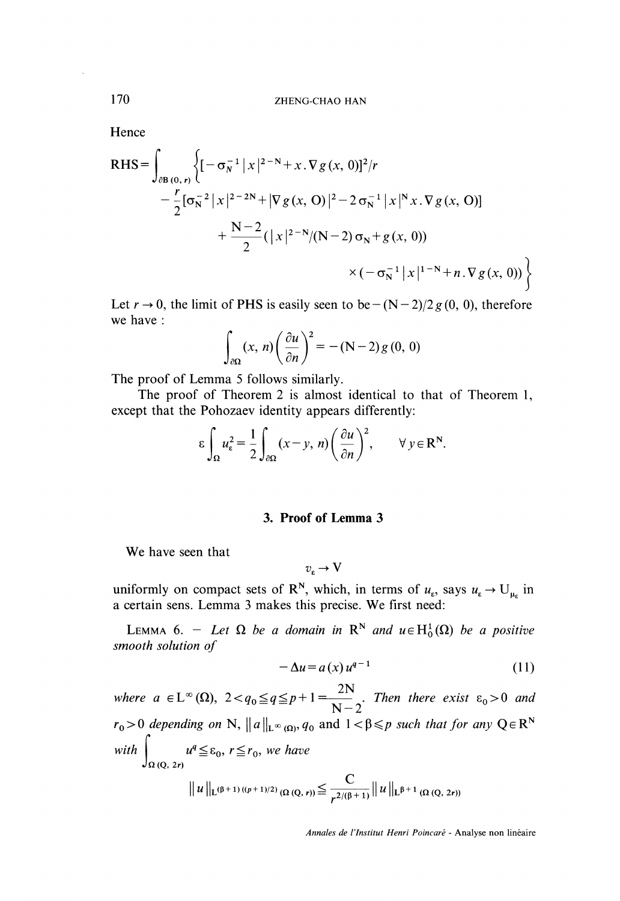Hence

$$\text{RHS}=\int_{\partial B(0,r)}\Big\{[-\sigma_N^{-1}|x|^{2-N}+x.\nabla g(x,0)]^2/r$$
$$-\frac{r}{2}[\sigma_N^{-2}|x|^{2-2N}+|\nabla g(x,O)|^2-2\sigma_N^{-1}|x|^N x.\nabla g(x,O)]$$
$$+\frac{N-2}{2}(|x|^{2-N}/(N-2)\sigma_N+g(x,0))$$
$$\times(-\sigma_N^{-1}|x|^{1-N}+n.\nabla g(x,0))\Big\}$$

Let $r\to 0$, the limit of PHS is easily seen to be $-(N-2)/2\,g(0,0)$, therefore we have :

$$\int_{\partial\Omega}(x,n)\left(\frac{\partial u}{\partial n}\right)^2=-(N-2)g(0,0)$$

The proof of Lemma 5 follows similarly.

The proof of Theorem 2 is almost identical to that of Theorem 1, except that the Pohozaev identity appears differently:

$$\varepsilon\int_\Omega u_\varepsilon^2=\frac{1}{2}\int_{\partial\Omega}(x-y,n)\left(\frac{\partial u}{\partial n}\right)^2,\qquad \forall y\in\mathbf{R}^N.$$

## 3. Proof of Lemma 3

We have seen that

$$v_\varepsilon\to V$$

uniformly on compact sets of $\mathbf{R}^N$, which, in terms of $u_\varepsilon$, says $u_\varepsilon\to U_{\mu_\varepsilon}$ in a certain sens. Lemma 3 makes this precise. We first need:

LEMMA 6. – *Let $\Omega$ be a domain in $\mathbf{R}^N$ and $u\in H_0^1(\Omega)$ be a positive smooth solution of*

$$-\Delta u=a(x)u^{q-1}\tag{11}$$

*where $a\in L^\infty(\Omega)$, $2<q_0\leq q\leq p+1=\dfrac{2N}{N-2}$. Then there exist $\varepsilon_0>0$ and $r_0>0$ depending on $N$, $\|a\|_{L^\infty(\Omega)}$, $q_0$ and $1<\beta\leqslant p$ such that for any $Q\in\mathbf{R}^N$ with $\int_{\Omega(Q,2r)}u^q\leq\varepsilon_0$, $r\leq r_0$, we have*

$$\|u\|_{L^{(\beta+1)((p+1)/2)}(\Omega(Q,r))}\leq\frac{C}{r^{2/(\beta+1)}}\|u\|_{L^{\beta+1}(\Omega(Q,2r))}$$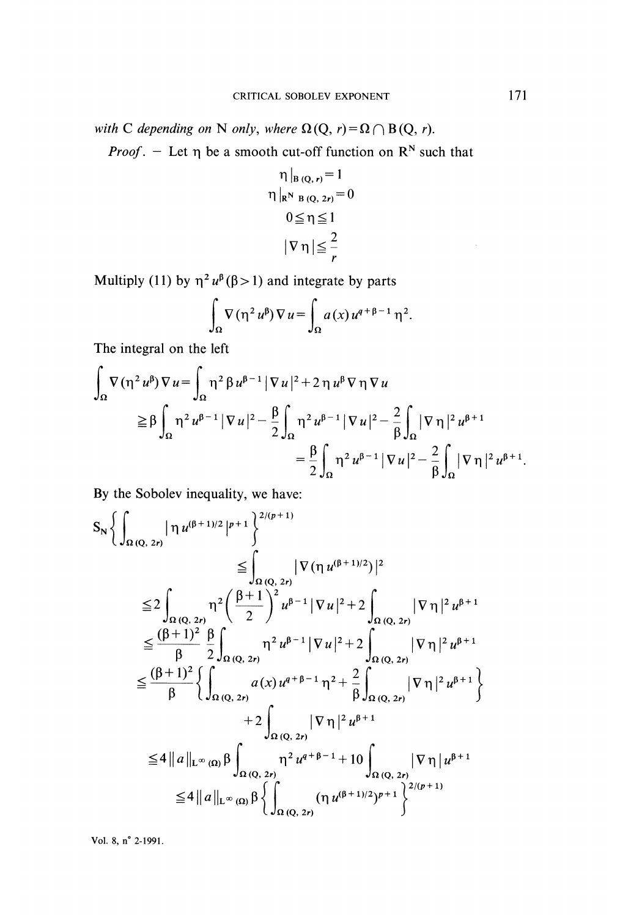*with* C *depending on* N *only, where* $\Omega(Q, r)=\Omega \cap B(Q, r)$.

*Proof*. — Let $\eta$ be a smooth cut-off function on $R^N$ such that

$$\eta|_{B(Q,r)}=1$$
$$\eta|_{R^N \setminus B(Q,2r)}=0$$
$$0 \leqq \eta \leqq 1$$
$$|\nabla \eta| \leqq \frac{2}{r}$$

Multiply (11) by $\eta^2 u^\beta$ ($\beta>1$) and integrate by parts

$$\int_\Omega \nabla(\eta^2 u^\beta) \nabla u = \int_\Omega a(x) u^{q+\beta-1} \eta^2.$$

The integral on the left

$$\int_\Omega \nabla(\eta^2 u^\beta)\nabla u = \int_\Omega \eta^2 \beta u^{\beta-1} |\nabla u|^2 + 2\eta u^\beta \nabla \eta \nabla u$$
$$\geqq \beta \int_\Omega \eta^2 u^{\beta-1} |\nabla u|^2 - \frac{\beta}{2}\int_\Omega \eta^2 u^{\beta-1}|\nabla u|^2 - \frac{2}{\beta}\int_\Omega |\nabla \eta|^2 u^{\beta+1}$$
$$= \frac{\beta}{2}\int_\Omega \eta^2 u^{\beta-1}|\nabla u|^2 - \frac{2}{\beta}\int_\Omega |\nabla \eta|^2 u^{\beta+1}.$$

By the Sobolev inequality, we have:

$$S_N \left\{ \int_{\Omega(Q,2r)} |\eta u^{(\beta+1)/2}|^{p+1} \right\}^{2/(p+1)}$$
$$\leqq \int_{\Omega(Q,2r)} |\nabla(\eta u^{(\beta+1)/2})|^2$$
$$\leqq 2\int_{\Omega(Q,2r)} \eta^2 \left(\frac{\beta+1}{2}\right)^2 u^{\beta-1}|\nabla u|^2 + 2\int_{\Omega(Q,2r)} |\nabla \eta|^2 u^{\beta+1}$$
$$\leqq \frac{(\beta+1)^2}{\beta}\, \frac{\beta}{2}\int_{\Omega(Q,2r)} \eta^2 u^{\beta-1}|\nabla u|^2 + 2\int_{\Omega(Q,2r)} |\nabla\eta|^2 u^{\beta+1}$$
$$\leqq \frac{(\beta+1)^2}{\beta}\left\{ \int_{\Omega(Q,2r)} a(x) u^{q+\beta-1}\eta^2 + \frac{2}{\beta}\int_{\Omega(Q,2r)} |\nabla\eta|^2 u^{\beta+1} \right\}$$
$$+2\int_{\Omega(Q,2r)} |\nabla\eta|^2 u^{\beta+1}$$
$$\leqq 4\|a\|_{L^\infty(\Omega)} \beta \int_{\Omega(Q,2r)} \eta^2 u^{q+\beta-1} + 10\int_{\Omega(Q,2r)} |\nabla\eta|\, u^{\beta+1}$$
$$\leqq 4\|a\|_{L^\infty(\Omega)} \beta \left\{ \int_{\Omega(Q,2r)} (\eta u^{(\beta+1)/2})^{p+1} \right\}^{2/(p+1)}$$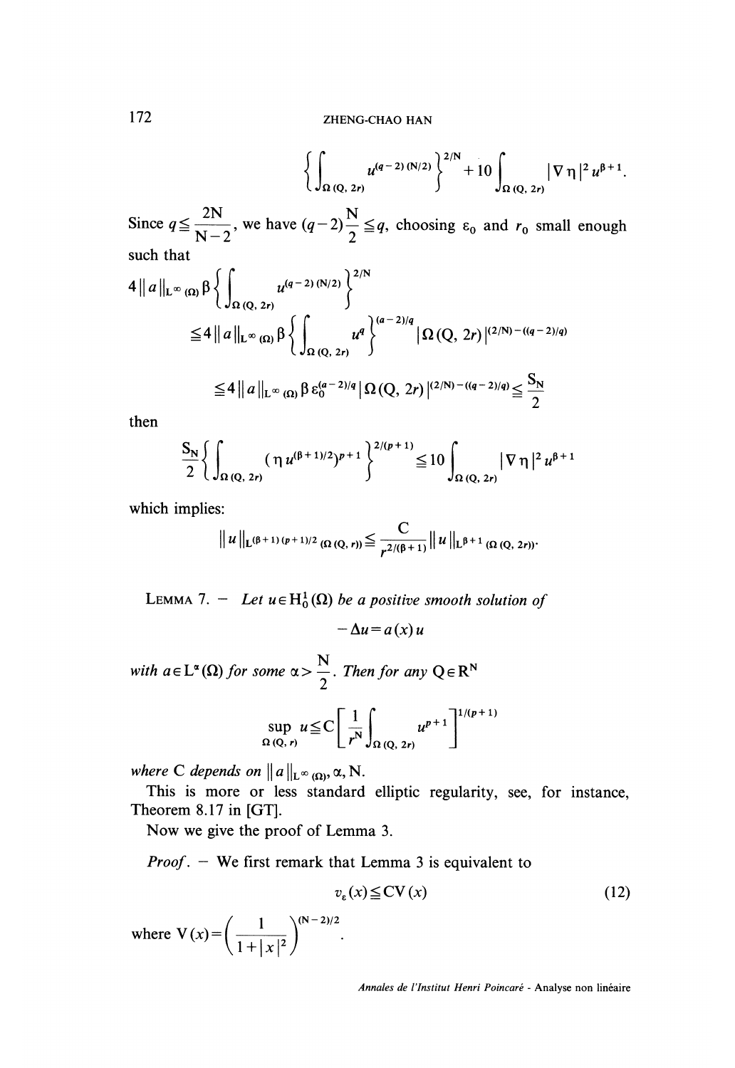$$\left\{ \int_{\Omega(Q, 2r)} u^{(q-2)(N/2)} \right\}^{2/N} + 10 \int_{\Omega(Q, 2r)} |\nabla \eta|^2 u^{\beta+1}.$$

Since $q \leqq \frac{2N}{N-2}$, we have $(q-2)\frac{N}{2} \leqq q$, choosing $\varepsilon_0$ and $r_0$ small enough such that

$$4 \| a \|_{L^\infty(\Omega)} \beta \left\{ \int_{\Omega(Q, 2r)} u^{(q-2)(N/2)} \right\}^{2/N}$$
$$\leqq 4 \| a \|_{L^\infty(\Omega)} \beta \left\{ \int_{\Omega(Q, 2r)} u^q \right\}^{(a-2)/q} | \Omega(Q, 2r) |^{(2/N) - ((q-2)/q)}$$
$$\leqq 4 \| a \|_{L^\infty(\Omega)} \beta \varepsilon_0^{(a-2)/q} | \Omega(Q, 2r) |^{(2/N) - ((q-2)/q)} \leqq \frac{S_N}{2}$$

then

$$\frac{S_N}{2} \left\{ \int_{\Omega(Q, 2r)} (\eta u^{(\beta+1)/2})^{p+1} \right\}^{2/(p+1)} \leqq 10 \int_{\Omega(Q, 2r)} |\nabla \eta|^2 u^{\beta+1}$$

which implies:

$$\| u \|_{L^{(\beta+1)(p+1)/2}(\Omega(Q, r))} \leqq \frac{C}{r^{2/(\beta+1)}} \| u \|_{L^{\beta+1}(\Omega(Q, 2r))}.$$

LEMMA 7. — *Let $u \in H_0^1(\Omega)$ be a positive smooth solution of*

$$-\Delta u = a(x) u$$

*with $a \in L^\alpha(\Omega)$ for some $\alpha > \frac{N}{2}$. Then for any $Q \in \mathbb{R}^N$*

$$\sup_{\Omega(Q, r)} u \leqq C \left[ \frac{1}{r^N} \int_{\Omega(Q, 2r)} u^{p+1} \right]^{1/(p+1)}$$

*where C depends on $\| a \|_{L^\infty(\Omega)}, \alpha, N$.*

This is more or less standard elliptic regularity, see, for instance, Theorem 8.17 in [GT].

Now we give the proof of Lemma 3.

*Proof.* — We first remark that Lemma 3 is equivalent to

$$v_\varepsilon(x) \leqq C V(x) \tag{12}$$

where $V(x) = \left( \frac{1}{1 + |x|^2} \right)^{(N-2)/2}$.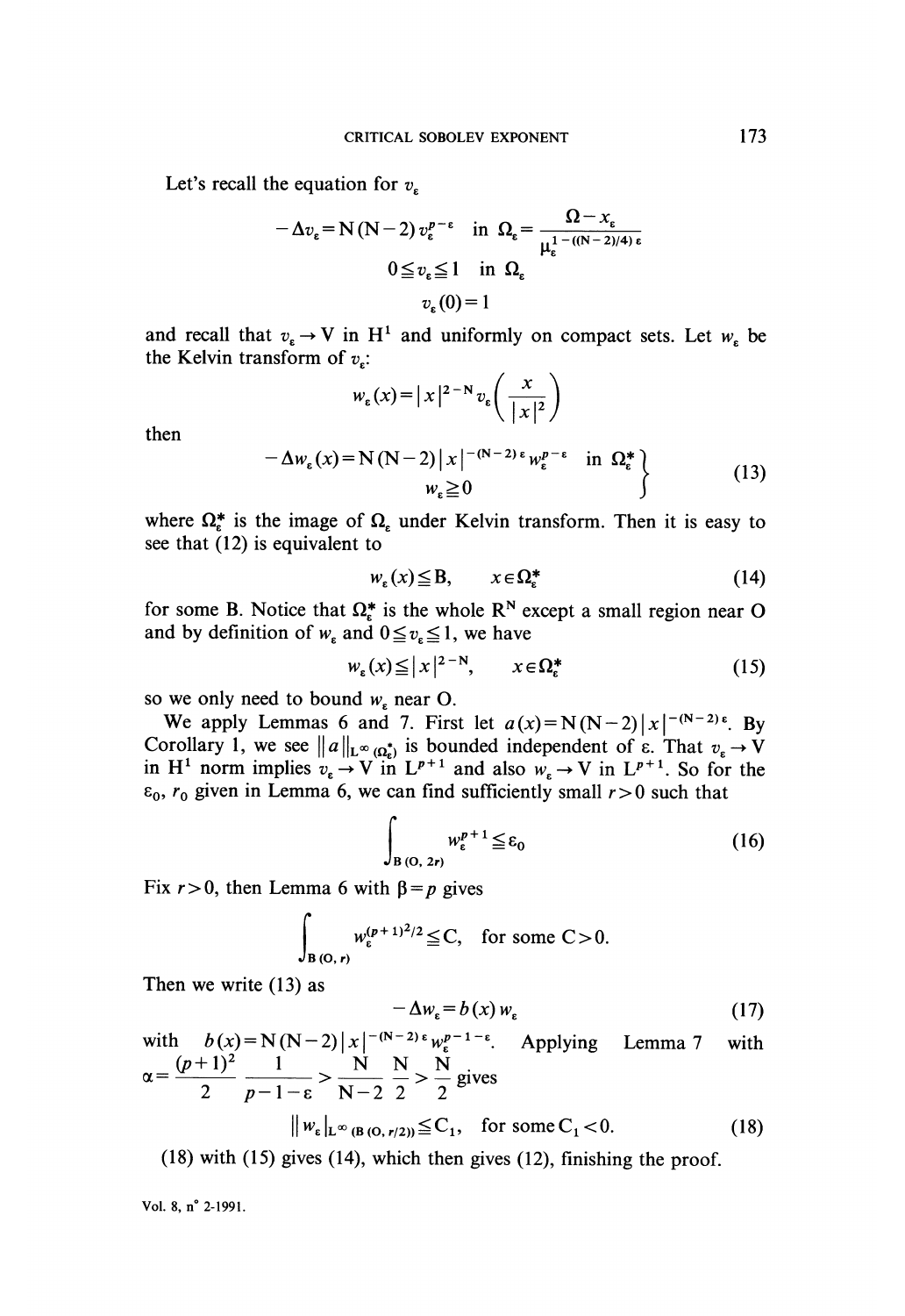Let's recall the equation for $v_\varepsilon$

$$-\Delta v_\varepsilon = N(N-2)\, v_\varepsilon^{p-\varepsilon} \quad \text{in } \Omega_\varepsilon = \frac{\Omega - x_\varepsilon}{\mu_\varepsilon^{1-((N-2)/4)\varepsilon}}$$

$$0 \leqq v_\varepsilon \leqq 1 \quad \text{in } \Omega_\varepsilon$$

$$v_\varepsilon(0) = 1$$

and recall that $v_\varepsilon \to V$ in $H^1$ and uniformly on compact sets. Let $w_\varepsilon$ be the Kelvin transform of $v_\varepsilon$:

$$w_\varepsilon(x) = |x|^{2-N} v_\varepsilon\left(\frac{x}{|x|^2}\right)$$

then

$$\left.\begin{aligned} -\Delta w_\varepsilon(x) &= N(N-2)\,|x|^{-(N-2)\varepsilon} w_\varepsilon^{p-\varepsilon} \quad \text{in } \Omega_\varepsilon^* \\ w_\varepsilon &\geqq 0 \end{aligned}\right\} \tag{13}$$

where $\Omega_\varepsilon^*$ is the image of $\Omega_\varepsilon$ under Kelvin transform. Then it is easy to see that (12) is equivalent to

$$w_\varepsilon(x) \leqq B, \qquad x \in \Omega_\varepsilon^* \tag{14}$$

for some B. Notice that $\Omega_\varepsilon^*$ is the whole $R^N$ except a small region near O and by definition of $w_\varepsilon$ and $0 \leqq v_\varepsilon \leqq 1$, we have

$$w_\varepsilon(x) \leqq |x|^{2-N}, \qquad x \in \Omega_\varepsilon^* \tag{15}$$

so we only need to bound $w_\varepsilon$ near O.

We apply Lemmas 6 and 7. First let $a(x) = N(N-2)\,|x|^{-(N-2)\varepsilon}$. By Corollary 1, we see $\|a\|_{L^\infty(\Omega_\varepsilon^*)}$ is bounded independent of $\varepsilon$. That $v_\varepsilon \to V$ in $H^1$ norm implies $v_\varepsilon \to V$ in $L^{p+1}$ and also $w_\varepsilon \to V$ in $L^{p+1}$. So for the $\varepsilon_0$, $r_0$ given in Lemma 6, we can find sufficiently small $r > 0$ such that

$$\int_{B(O,\,2r)} w_\varepsilon^{p+1} \leqq \varepsilon_0 \tag{16}$$

Fix $r > 0$, then Lemma 6 with $\beta = p$ gives

$$\int_{B(O,\,r)} w_\varepsilon^{(p+1)^2/2} \leqq C, \quad \text{for some } C > 0.$$

Then we write (13) as

$$-\Delta w_\varepsilon = b(x)\, w_\varepsilon \tag{17}$$

with $b(x) = N(N-2)\,|x|^{-(N-2)\varepsilon} w_\varepsilon^{p-1-\varepsilon}$. Applying Lemma 7 with $\alpha = \dfrac{(p+1)^2}{2}\,\dfrac{1}{p-1-\varepsilon} > \dfrac{N}{N-2}\,\dfrac{N}{2} > \dfrac{N}{2}$ gives

$$\| w_\varepsilon |_{L^\infty(B(O,\,r/2))} \leqq C_1, \quad \text{for some } C_1 < 0. \tag{18}$$

(18) with (15) gives (14), which then gives (12), finishing the proof.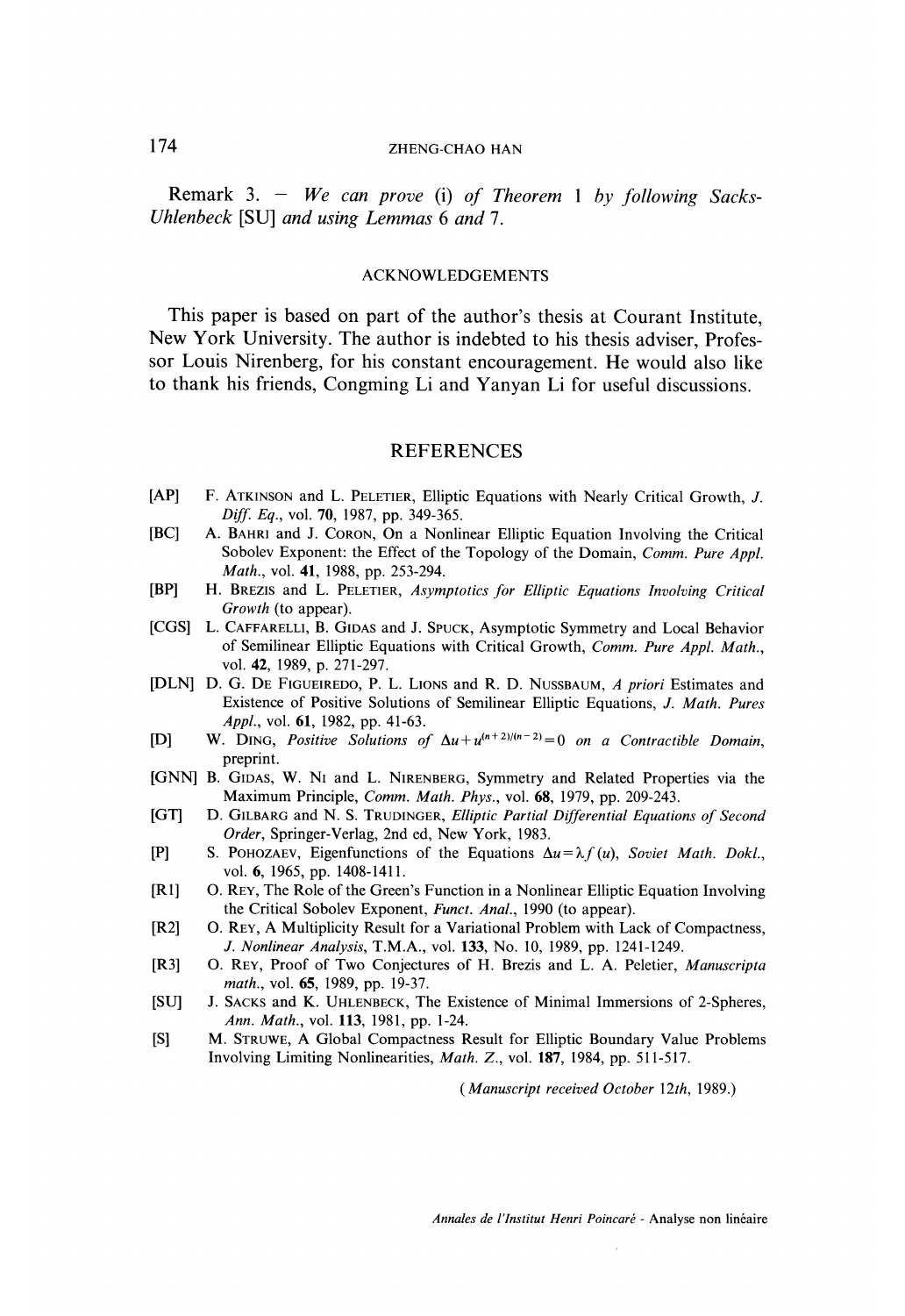Remark 3. — *We can prove* (i) *of Theorem* 1 *by following Sacks-Uhlenbeck* [SU] *and using Lemmas* 6 *and* 7.

## ACKNOWLEDGEMENTS

This paper is based on part of the author's thesis at Courant Institute, New York University. The author is indebted to his thesis adviser, Professor Louis Nirenberg, for his constant encouragement. He would also like to thank his friends, Congming Li and Yanyan Li for useful discussions.

## REFERENCES

[AP] F. Atkinson and L. Peletier, Elliptic Equations with Nearly Critical Growth, *J. Diff. Eq.*, vol. **70**, 1987, pp. 349-365.

[BC] A. Bahri and J. Coron, On a Nonlinear Elliptic Equation Involving the Critical Sobolev Exponent: the Effect of the Topology of the Domain, *Comm. Pure Appl. Math.*, vol. **41**, 1988, pp. 253-294.

[BP] H. Brezis and L. Peletier, *Asymptotics for Elliptic Equations Involving Critical Growth* (to appear).

[CGS] L. Caffarelli, B. Gidas and J. Spuck, Asymptotic Symmetry and Local Behavior of Semilinear Elliptic Equations with Critical Growth, *Comm. Pure Appl. Math.*, vol. **42**, 1989, p. 271-297.

[DLN] D. G. De Figueiredo, P. L. Lions and R. D. Nussbaum, *A priori* Estimates and Existence of Positive Solutions of Semilinear Elliptic Equations, *J. Math. Pures Appl.*, vol. **61**, 1982, pp. 41-63.

[D] W. Ding, *Positive Solutions of* $\Delta u + u^{(n+2)/(n-2)} = 0$ *on a Contractible Domain*, preprint.

[GNN] B. Gidas, W. Ni and L. Nirenberg, Symmetry and Related Properties via the Maximum Principle, *Comm. Math. Phys.*, vol. **68**, 1979, pp. 209-243.

[GT] D. Gilbarg and N. S. Trudinger, *Elliptic Partial Differential Equations of Second Order*, Springer-Verlag, 2nd ed, New York, 1983.

[P] S. Pohozaev, Eigenfunctions of the Equations $\Delta u = \lambda f(u)$, *Soviet Math. Dokl.*, vol. **6**, 1965, pp. 1408-1411.

[R1] O. Rey, The Role of the Green's Function in a Nonlinear Elliptic Equation Involving the Critical Sobolev Exponent, *Funct. Anal.*, 1990 (to appear).

[R2] O. Rey, A Multiplicity Result for a Variational Problem with Lack of Compactness, *J. Nonlinear Analysis*, T.M.A., vol. **133**, No. 10, 1989, pp. 1241-1249.

[R3] O. Rey, Proof of Two Conjectures of H. Brezis and L. A. Peletier, *Manuscripta math.*, vol. **65**, 1989, pp. 19-37.

[SU] J. Sacks and K. Uhlenbeck, The Existence of Minimal Immersions of 2-Spheres, *Ann. Math.*, vol. **113**, 1981, pp. 1-24.

[S] M. Struwe, A Global Compactness Result for Elliptic Boundary Value Problems Involving Limiting Nonlinearities, *Math. Z.*, vol. **187**, 1984, pp. 511-517.

(*Manuscript received October* 12*th*, 1989.)